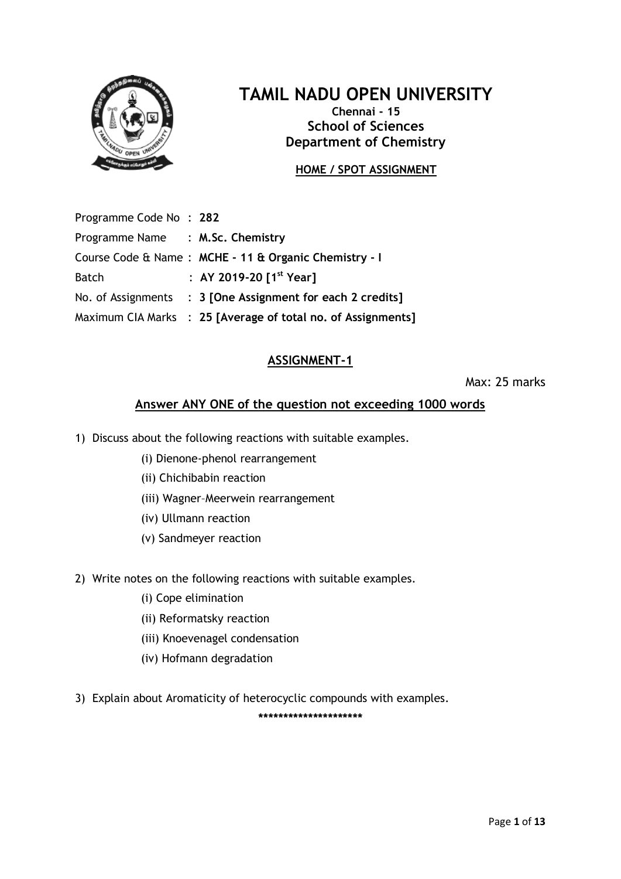# TAMIL NADU OPEN UNIVERSITY

**Chennai - 15**

## School of Sciences

## Department of Chemistry

**HOME / SPOT ASSIGNMENT**

| | | |
|---|---|---|
| Programme Code No | : | **282** |
| Programme Name | : | **M.Sc. Chemistry** |
| Course Code & Name | : | **MCHE - 11 & Organic Chemistry - I** |
| Batch | : | **AY 2019-20 [1st Year]** |
| No. of Assignments | : | **3 [One Assignment for each 2 credits]** |
| Maximum CIA Marks | : | **25 [Average of total no. of Assignments]** |

### ASSIGNMENT-1

Max: 25 marks

**Answer ANY ONE of the question not exceeding 1000 words**

1) Discuss about the following reactions with suitable examples.
   - (i) Dienone-phenol rearrangement
   - (ii) Chichibabin reaction
   - (iii) Wagner–Meerwein rearrangement
   - (iv) Ullmann reaction
   - (v) Sandmeyer reaction

2) Write notes on the following reactions with suitable examples.
   - (i) Cope elimination
   - (ii) Reformatsky reaction
   - (iii) Knoevenagel condensation
   - (iv) Hofmann degradation

3) Explain about Aromaticity of heterocyclic compounds with examples.

*********************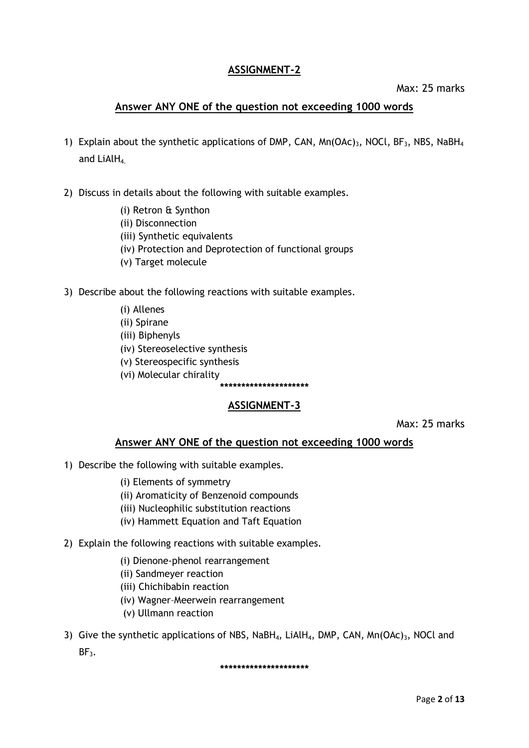## ASSIGNMENT-2

Max: 25 marks

### Answer ANY ONE of the question not exceeding 1000 words

1) Explain about the synthetic applications of DMP, CAN, $Mn(OAc)_3$, NOCl, $BF_3$, NBS, $NaBH_4$ and $LiAlH_4$.

2) Discuss in details about the following with suitable examples.

    (i) Retron & Synthon
    (ii) Disconnection
    (iii) Synthetic equivalents
    (iv) Protection and Deprotection of functional groups
    (v) Target molecule

3) Describe about the following reactions with suitable examples.

    (i) Allenes
    (ii) Spirane
    (iii) Biphenyls
    (iv) Stereoselective synthesis
    (v) Stereospecific synthesis
    (vi) Molecular chirality

*********************

## ASSIGNMENT-3

Max: 25 marks

### Answer ANY ONE of the question not exceeding 1000 words

1) Describe the following with suitable examples.

    (i) Elements of symmetry
    (ii) Aromaticity of Benzenoid compounds
    (iii) Nucleophilic substitution reactions
    (iv) Hammett Equation and Taft Equation

2) Explain the following reactions with suitable examples.

    (i) Dienone-phenol rearrangement
    (ii) Sandmeyer reaction
    (iii) Chichibabin reaction
    (iv) Wagner–Meerwein rearrangement
    (v) Ullmann reaction

3) Give the synthetic applications of NBS, $NaBH_4$, $LiAlH_4$, DMP, CAN, $Mn(OAc)_3$, NOCl and $BF_3$.

*********************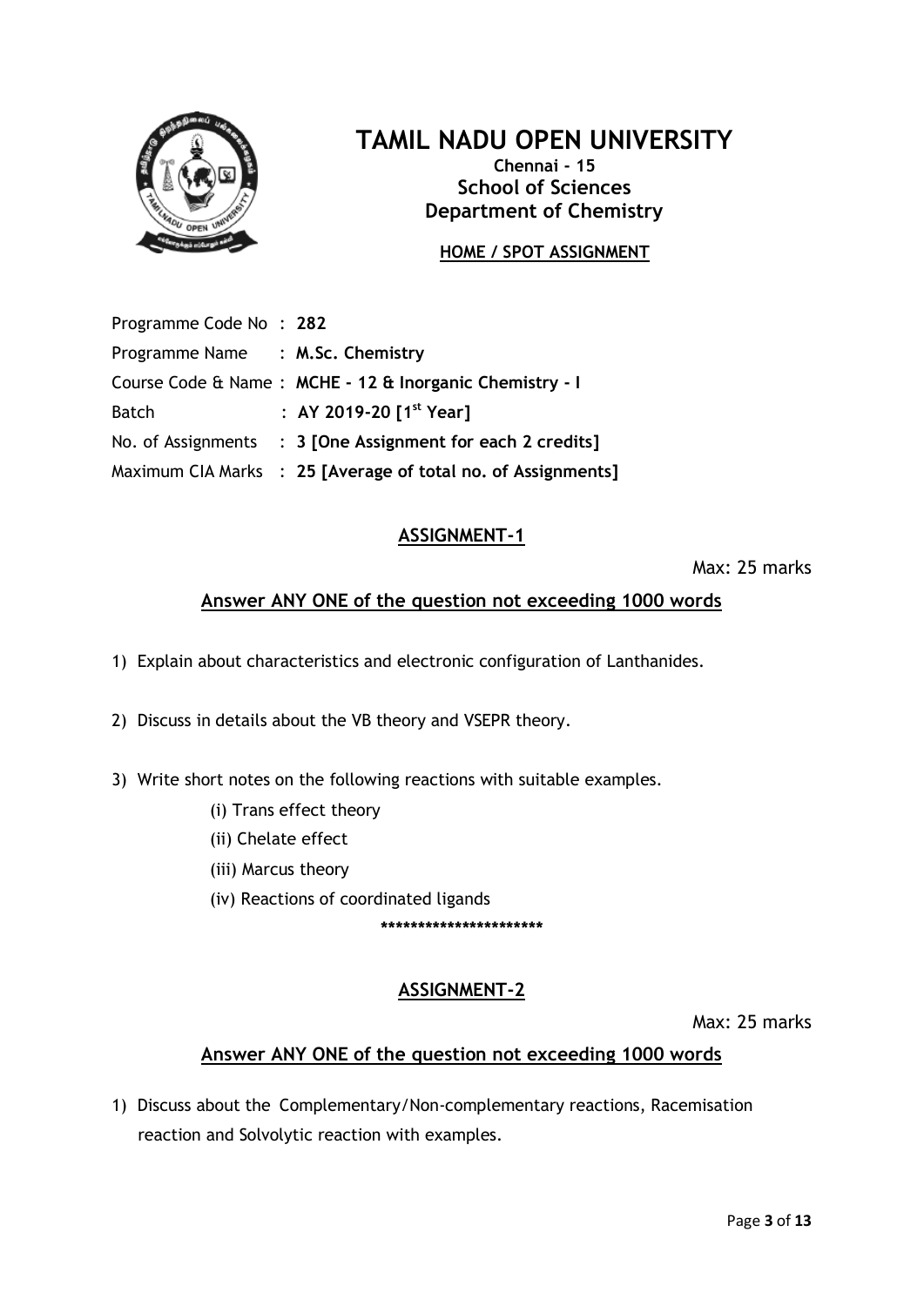# TAMIL NADU OPEN UNIVERSITY

**Chennai - 15**
**School of Sciences**
**Department of Chemistry**

**HOME / SPOT ASSIGNMENT**

Programme Code No : **282**
Programme Name : **M.Sc. Chemistry**
Course Code & Name : **MCHE - 12 & Inorganic Chemistry - I**
Batch : **AY 2019-20 [1st Year]**
No. of Assignments : **3 [One Assignment for each 2 credits]**
Maximum CIA Marks : **25 [Average of total no. of Assignments]**

## ASSIGNMENT-1

Max: 25 marks

**Answer ANY ONE of the question not exceeding 1000 words**

1) Explain about characteristics and electronic configuration of Lanthanides.
2) Discuss in details about the VB theory and VSEPR theory.
3) Write short notes on the following reactions with suitable examples.
   - (i) Trans effect theory
   - (ii) Chelate effect
   - (iii) Marcus theory
   - (iv) Reactions of coordinated ligands

**********************

## ASSIGNMENT-2

Max: 25 marks

**Answer ANY ONE of the question not exceeding 1000 words**

1) Discuss about the Complementary/Non-complementary reactions, Racemisation reaction and Solvolytic reaction with examples.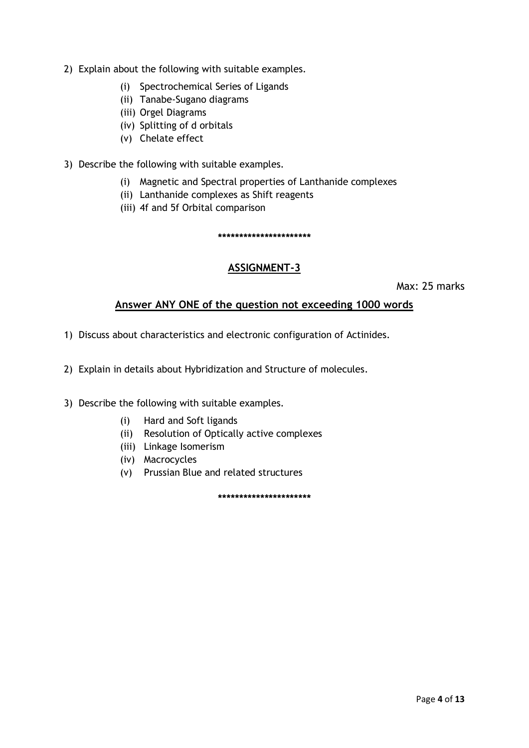2) Explain about the following with suitable examples.
   (i) Spectrochemical Series of Ligands
   (ii) Tanabe-Sugano diagrams
   (iii) Orgel Diagrams
   (iv) Splitting of d orbitals
   (v) Chelate effect

3) Describe the following with suitable examples.
   (i) Magnetic and Spectral properties of Lanthanide complexes
   (ii) Lanthanide complexes as Shift reagents
   (iii) 4f and 5f Orbital comparison

**********************

## ASSIGNMENT-3

Max: 25 marks

### Answer ANY ONE of the question not exceeding 1000 words

1) Discuss about characteristics and electronic configuration of Actinides.

2) Explain in details about Hybridization and Structure of molecules.

3) Describe the following with suitable examples.
   (i) Hard and Soft ligands
   (ii) Resolution of Optically active complexes
   (iii) Linkage Isomerism
   (iv) Macrocycles
   (v) Prussian Blue and related structures

**********************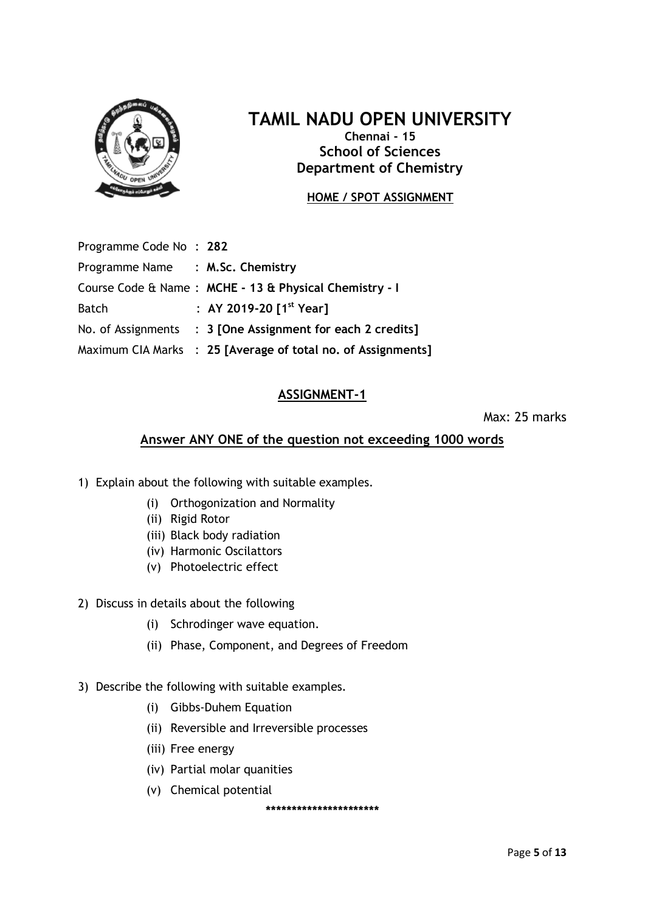# TAMIL NADU OPEN UNIVERSITY

**Chennai - 15**
**School of Sciences**
**Department of Chemistry**

**HOME / SPOT ASSIGNMENT**

Programme Code No : **282**
Programme Name : **M.Sc. Chemistry**
Course Code & Name : **MCHE - 13 & Physical Chemistry - I**
Batch : **AY 2019-20 [1st Year]**
No. of Assignments : **3 [One Assignment for each 2 credits]**
Maximum CIA Marks : **25 [Average of total no. of Assignments]**

## ASSIGNMENT-1

Max: 25 marks

**Answer ANY ONE of the question not exceeding 1000 words**

1) Explain about the following with suitable examples.
   - (i) Orthogonization and Normality
   - (ii) Rigid Rotor
   - (iii) Black body radiation
   - (iv) Harmonic Oscilattors
   - (v) Photoelectric effect

2) Discuss in details about the following
   - (i) Schrodinger wave equation.
   - (ii) Phase, Component, and Degrees of Freedom

3) Describe the following with suitable examples.
   - (i) Gibbs-Duhem Equation
   - (ii) Reversible and Irreversible processes
   - (iii) Free energy
   - (iv) Partial molar quanities
   - (v) Chemical potential

**********************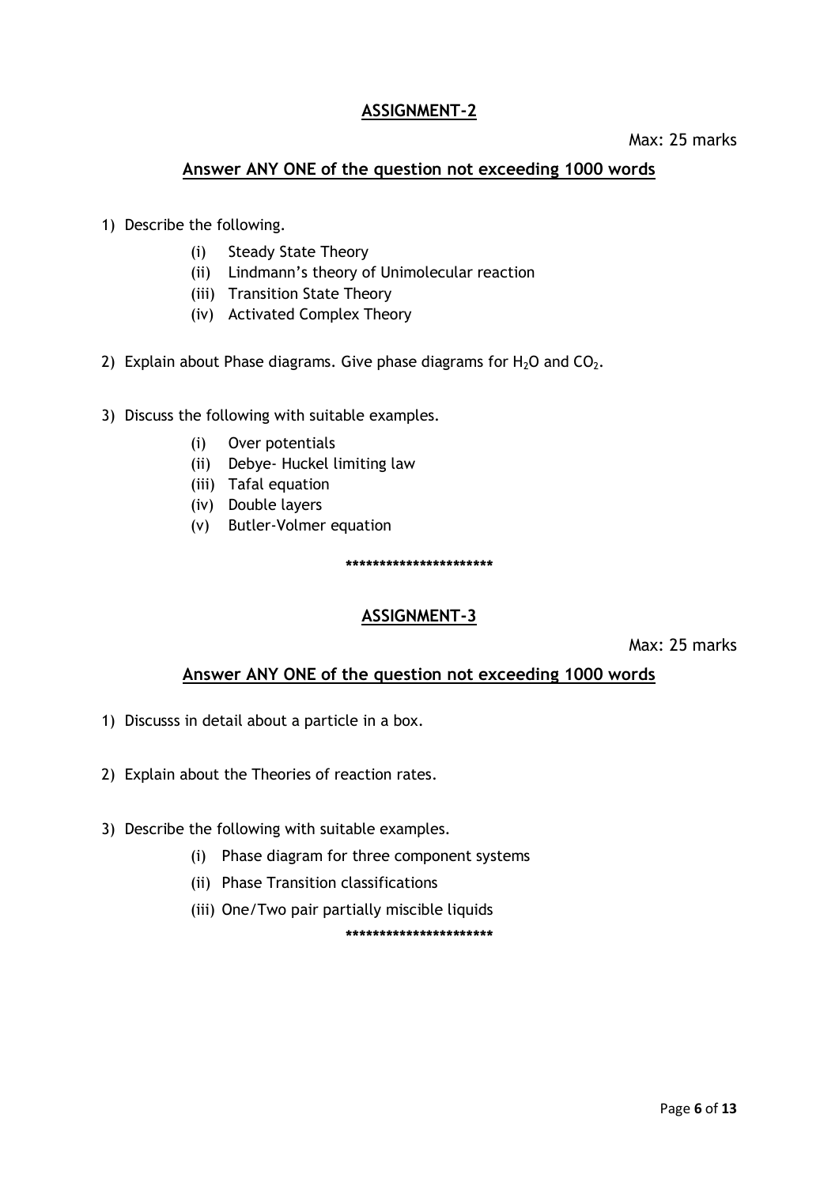## ASSIGNMENT-2

Max: 25 marks

**Answer ANY ONE of the question not exceeding 1000 words**

1) Describe the following.
    - (i) Steady State Theory
    - (ii) Lindmann's theory of Unimolecular reaction
    - (iii) Transition State Theory
    - (iv) Activated Complex Theory

2) Explain about Phase diagrams. Give phase diagrams for $H_2O$ and $CO_2$.

3) Discuss the following with suitable examples.
    - (i) Over potentials
    - (ii) Debye- Huckel limiting law
    - (iii) Tafal equation
    - (iv) Double layers
    - (v) Butler-Volmer equation

**********************

## ASSIGNMENT-3

Max: 25 marks

**Answer ANY ONE of the question not exceeding 1000 words**

1) Discusss in detail about a particle in a box.

2) Explain about the Theories of reaction rates.

3) Describe the following with suitable examples.
    - (i) Phase diagram for three component systems
    - (ii) Phase Transition classifications
    - (iii) One/Two pair partially miscible liquids

**********************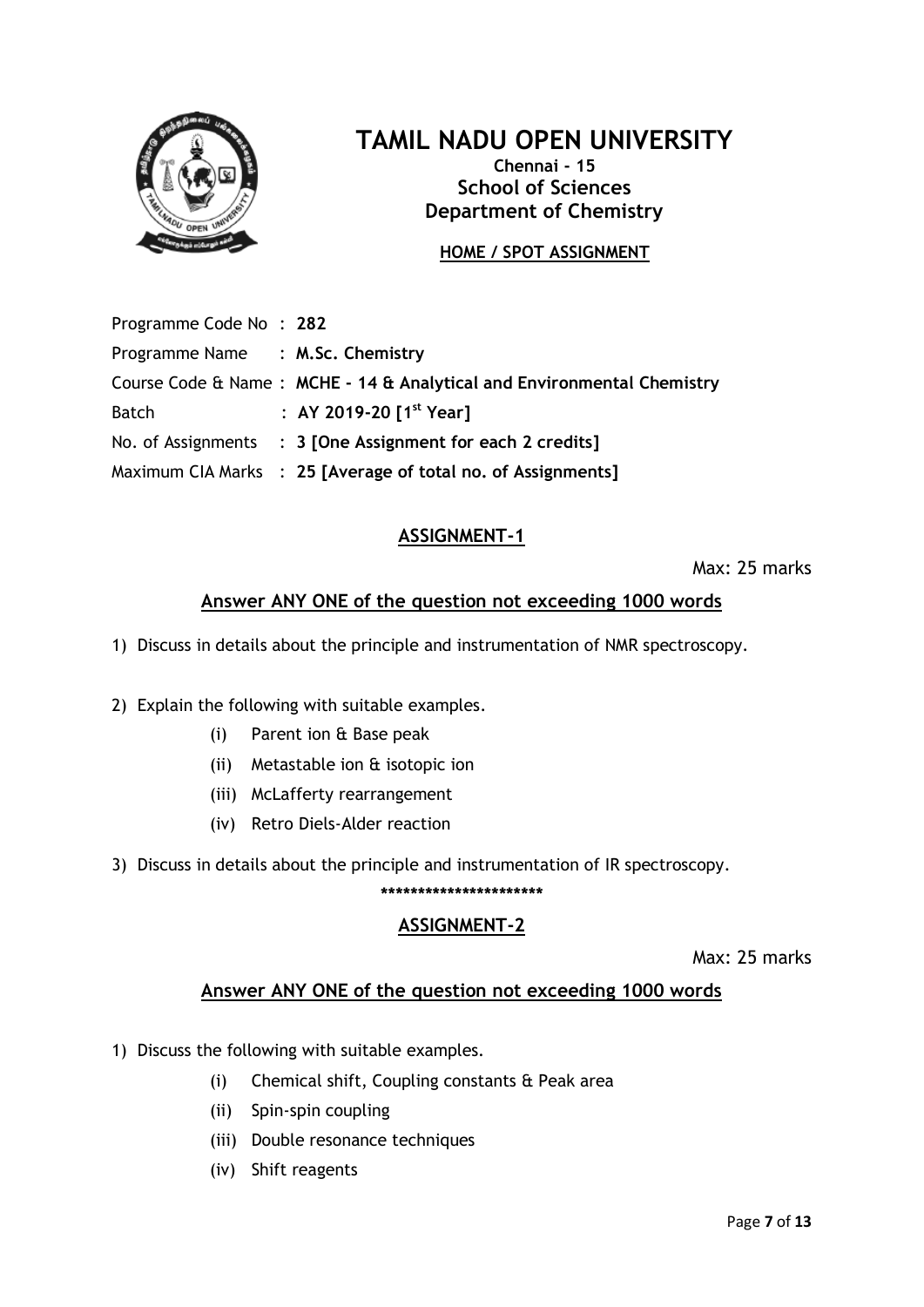# TAMIL NADU OPEN UNIVERSITY

**Chennai - 15**
**School of Sciences**
**Department of Chemistry**

**HOME / SPOT ASSIGNMENT**

Programme Code No : **282**
Programme Name : **M.Sc. Chemistry**
Course Code & Name : **MCHE - 14 & Analytical and Environmental Chemistry**
Batch : **AY 2019-20 [1st Year]**
No. of Assignments : **3 [One Assignment for each 2 credits]**
Maximum CIA Marks : **25 [Average of total no. of Assignments]**

## ASSIGNMENT-1

Max: 25 marks

**Answer ANY ONE of the question not exceeding 1000 words**

1) Discuss in details about the principle and instrumentation of NMR spectroscopy.

2) Explain the following with suitable examples.
   - (i) Parent ion & Base peak
   - (ii) Metastable ion & isotopic ion
   - (iii) McLafferty rearrangement
   - (iv) Retro Diels-Alder reaction

3) Discuss in details about the principle and instrumentation of IR spectroscopy.

**********************

## ASSIGNMENT-2

Max: 25 marks

**Answer ANY ONE of the question not exceeding 1000 words**

1) Discuss the following with suitable examples.
   - (i) Chemical shift, Coupling constants & Peak area
   - (ii) Spin-spin coupling
   - (iii) Double resonance techniques
   - (iv) Shift reagents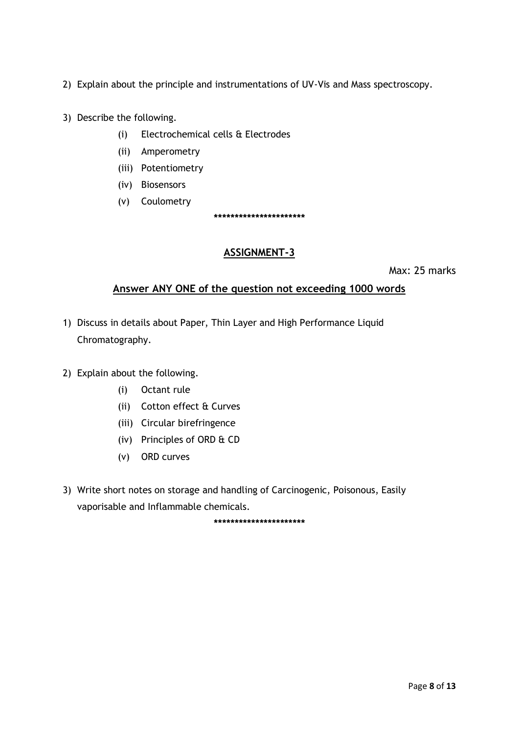2) Explain about the principle and instrumentations of UV-Vis and Mass spectroscopy.

3) Describe the following.
   - (i) Electrochemical cells & Electrodes
   - (ii) Amperometry
   - (iii) Potentiometry
   - (iv) Biosensors
   - (v) Coulometry

**********************

## ASSIGNMENT-3

Max: 25 marks

### Answer ANY ONE of the question not exceeding 1000 words

1) Discuss in details about Paper, Thin Layer and High Performance Liquid Chromatography.

2) Explain about the following.
   - (i) Octant rule
   - (ii) Cotton effect & Curves
   - (iii) Circular birefringence
   - (iv) Principles of ORD & CD
   - (v) ORD curves

3) Write short notes on storage and handling of Carcinogenic, Poisonous, Easily vaporisable and Inflammable chemicals.

**********************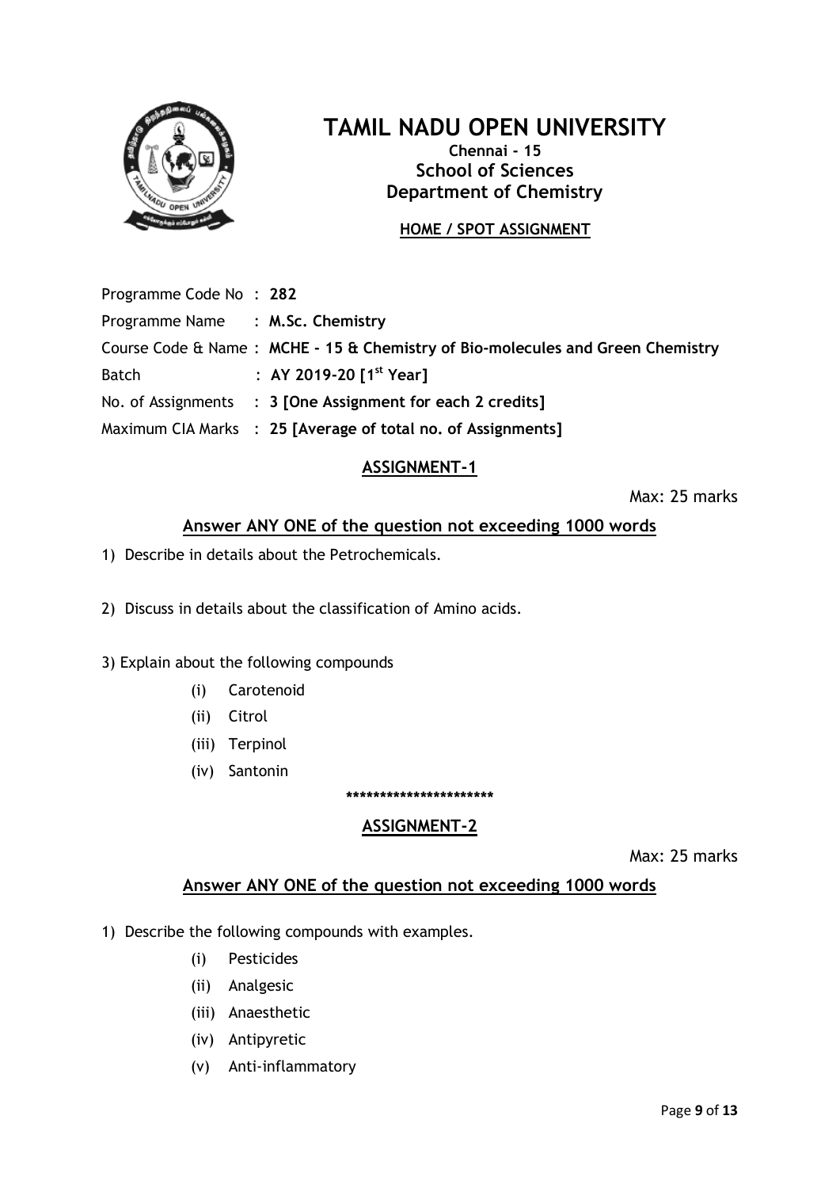# TAMIL NADU OPEN UNIVERSITY

**Chennai - 15**
**School of Sciences**
**Department of Chemistry**

**HOME / SPOT ASSIGNMENT**

Programme Code No : **282**
Programme Name : **M.Sc. Chemistry**
Course Code & Name : **MCHE - 15 & Chemistry of Bio-molecules and Green Chemistry**
Batch : **AY 2019-20 [1st Year]**
No. of Assignments : **3 [One Assignment for each 2 credits]**
Maximum CIA Marks : **25 [Average of total no. of Assignments]**

## ASSIGNMENT-1

Max: 25 marks

### Answer ANY ONE of the question not exceeding 1000 words

1) Describe in details about the Petrochemicals.

2) Discuss in details about the classification of Amino acids.

3) Explain about the following compounds
   - (i) Carotenoid
   - (ii) Citrol
   - (iii) Terpinol
   - (iv) Santonin

**********************

## ASSIGNMENT-2

Max: 25 marks

### Answer ANY ONE of the question not exceeding 1000 words

1) Describe the following compounds with examples.
   - (i) Pesticides
   - (ii) Analgesic
   - (iii) Anaesthetic
   - (iv) Antipyretic
   - (v) Anti-inflammatory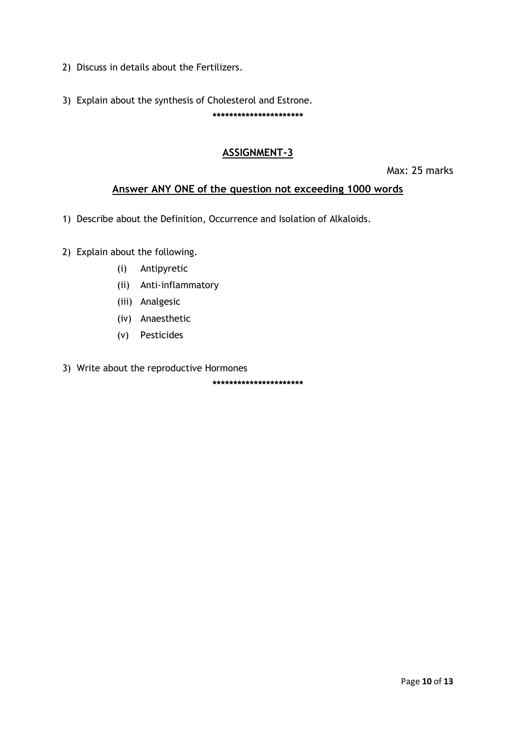2) Discuss in details about the Fertilizers.

3) Explain about the synthesis of Cholesterol and Estrone.

**********************

## ASSIGNMENT-3

Max: 25 marks

### Answer ANY ONE of the question not exceeding 1000 words

1) Describe about the Definition, Occurrence and Isolation of Alkaloids.

2) Explain about the following.
   - (i) Antipyretic
   - (ii) Anti-inflammatory
   - (iii) Analgesic
   - (iv) Anaesthetic
   - (v) Pesticides

3) Write about the reproductive Hormones

**********************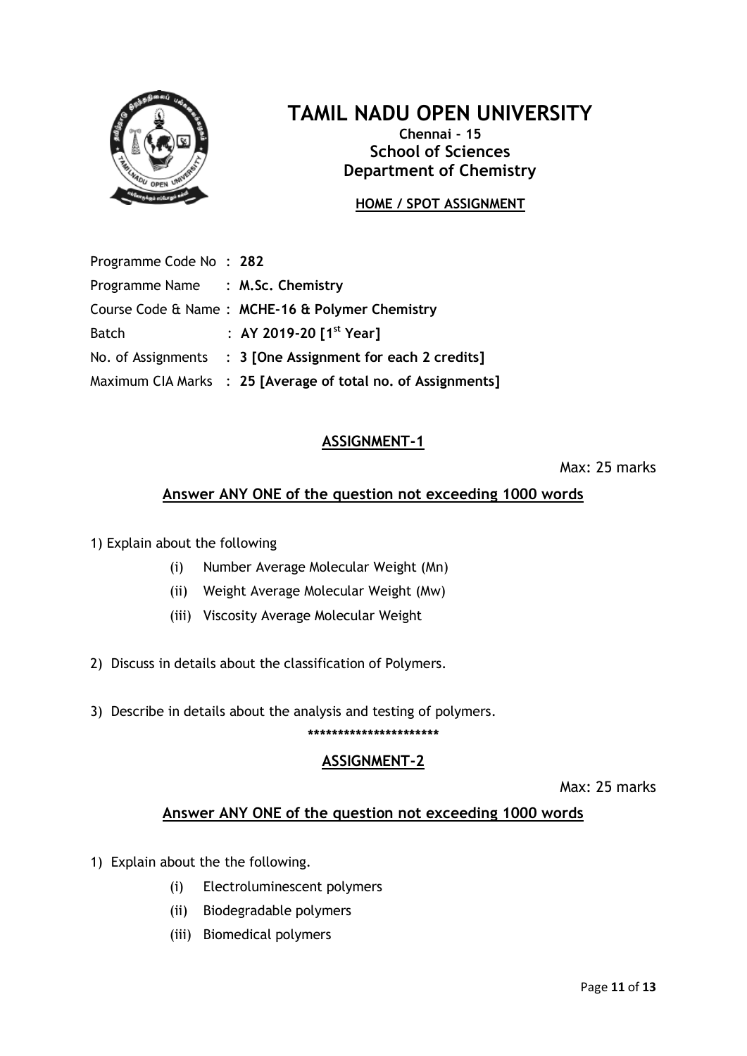# TAMIL NADU OPEN UNIVERSITY

**Chennai - 15**
**School of Sciences**
**Department of Chemistry**

**HOME / SPOT ASSIGNMENT**

Programme Code No : **282**
Programme Name : **M.Sc. Chemistry**
Course Code & Name : **MCHE-16 & Polymer Chemistry**
Batch : **AY 2019-20 [1st Year]**
No. of Assignments : **3 [One Assignment for each 2 credits]**
Maximum CIA Marks : **25 [Average of total no. of Assignments]**

## ASSIGNMENT-1

Max: 25 marks

**Answer ANY ONE of the question not exceeding 1000 words**

1) Explain about the following
   (i) Number Average Molecular Weight (Mn)
   (ii) Weight Average Molecular Weight (Mw)
   (iii) Viscosity Average Molecular Weight

2) Discuss in details about the classification of Polymers.

3) Describe in details about the analysis and testing of polymers.

**********************

## ASSIGNMENT-2

Max: 25 marks

**Answer ANY ONE of the question not exceeding 1000 words**

1) Explain about the the following.
   (i) Electroluminescent polymers
   (ii) Biodegradable polymers
   (iii) Biomedical polymers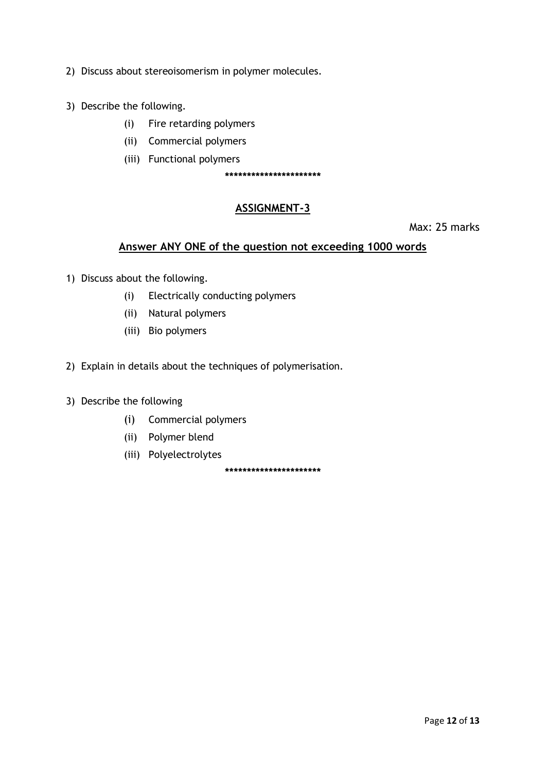2) Discuss about stereoisomerism in polymer molecules.

3) Describe the following.
   - (i) Fire retarding polymers
   - (ii) Commercial polymers
   - (iii) Functional polymers

**********************

## ASSIGNMENT-3

Max: 25 marks

### Answer ANY ONE of the question not exceeding 1000 words

1) Discuss about the following.
   - (i) Electrically conducting polymers
   - (ii) Natural polymers
   - (iii) Bio polymers

2) Explain in details about the techniques of polymerisation.

3) Describe the following
   - (i) Commercial polymers
   - (ii) Polymer blend
   - (iii) Polyelectrolytes

**********************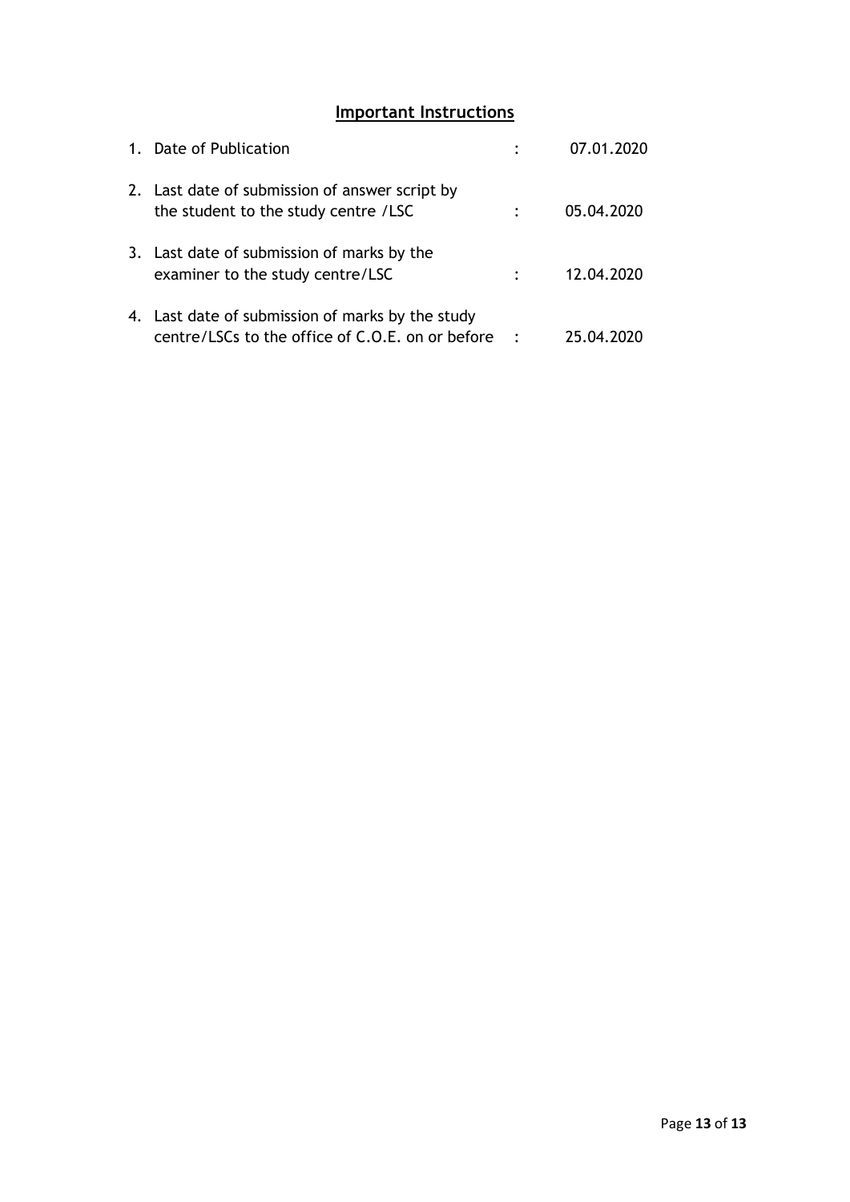## Important Instructions

| | | |
|---|---|---|
| 1. Date of Publication | : | 07.01.2020 |
| 2. Last date of submission of answer script by the student to the study centre /LSC | : | 05.04.2020 |
| 3. Last date of submission of marks by the examiner to the study centre/LSC | : | 12.04.2020 |
| 4. Last date of submission of marks by the study centre/LSCs to the office of C.O.E. on or before | : | 25.04.2020 |